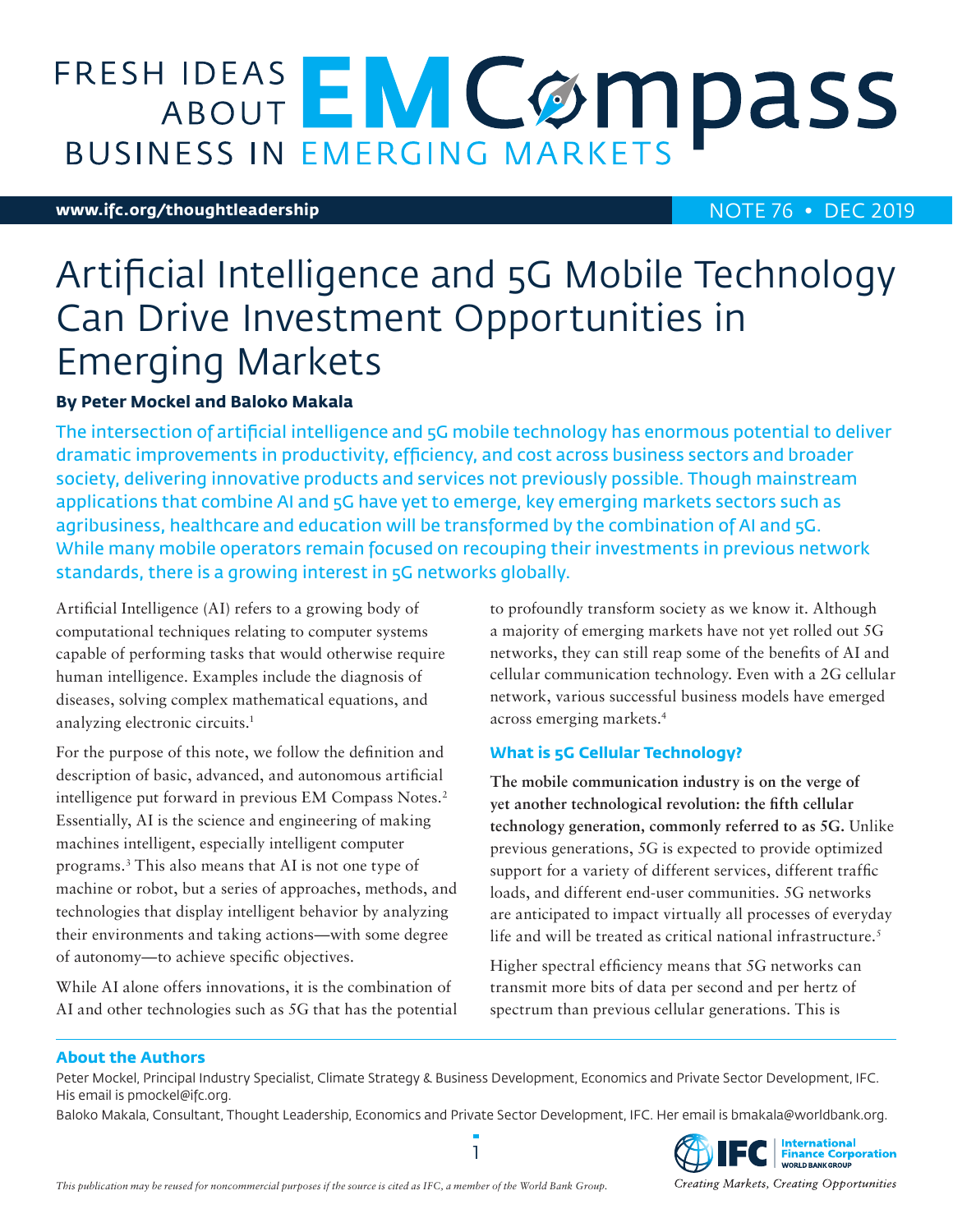# FRESH IDEAS ABOUT BUSINESS IN EMERGING MARKETS — EM Compass

**www.ifc.org/thoughtleadership** NOTE 76 • DEC 2019

# Artificial Intelligence and 5G Mobile Technology Can Drive Investment Opportunities in Emerging Markets

**By Peter Mockel and Baloko Makala**

The intersection of artificial intelligence and 5G mobile technology has enormous potential to deliver dramatic improvements in productivity, efficiency, and cost across business sectors and broader society, delivering innovative products and services not previously possible. Though mainstream applications that combine AI and 5G have yet to emerge, key emerging markets sectors such as agribusiness, healthcare and education will be transformed by the combination of AI and 5G. While many mobile operators remain focused on recouping their investments in previous network standards, there is a growing interest in 5G networks globally.

Artificial Intelligence (AI) refers to a growing body of computational techniques relating to computer systems capable of performing tasks that would otherwise require human intelligence. Examples include the diagnosis of diseases, solving complex mathematical equations, and analyzing electronic circuits.[1]

For the purpose of this note, we follow the definition and description of basic, advanced, and autonomous artificial intelligence put forward in previous EM Compass Notes.[2] Essentially, AI is the science and engineering of making machines intelligent, especially intelligent computer programs.[3] This also means that AI is not one type of machine or robot, but a series of approaches, methods, and technologies that display intelligent behavior by analyzing their environments and taking actions—with some degree of autonomy—to achieve specific objectives.

While AI alone offers innovations, it is the combination of AI and other technologies such as 5G that has the potential to profoundly transform society as we know it. Although a majority of emerging markets have not yet rolled out 5G networks, they can still reap some of the benefits of AI and cellular communication technology. Even with a 2G cellular network, various successful business models have emerged across emerging markets.[4]

### What is 5G Cellular Technology?

**The mobile communication industry is on the verge of yet another technological revolution: the fifth cellular technology generation, commonly referred to as 5G.** Unlike previous generations, 5G is expected to provide optimized support for a variety of different services, different traffic loads, and different end-user communities. 5G networks are anticipated to impact virtually all processes of everyday life and will be treated as critical national infrastructure.[5]

Higher spectral efficiency means that 5G networks can transmit more bits of data per second and per hertz of spectrum than previous cellular generations. This is

### About the Authors

Peter Mockel, Principal Industry Specialist, Climate Strategy & Business Development, Economics and Private Sector Development, IFC. His email is pmockel@ifc.org.

Baloko Makala, Consultant, Thought Leadership, Economics and Private Sector Development, IFC. Her email is bmakala@worldbank.org.

*This publication may be reused for noncommercial purposes if the source is cited as IFC, a member of the World Bank Group.*

International Finance Corporation — World Bank Group

*Creating Markets, Creating Opportunities*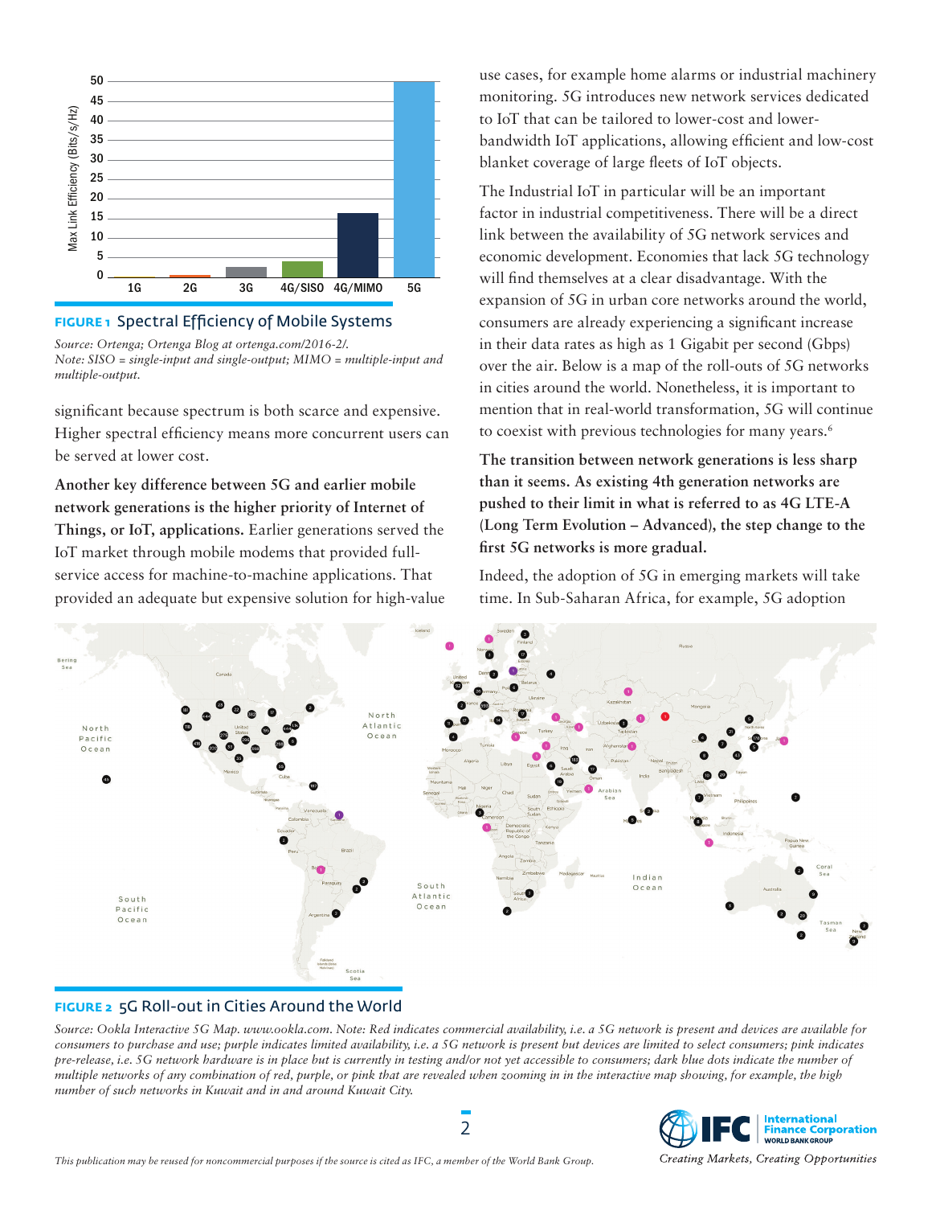**FIGURE 1** Spectral Efficiency of Mobile Systems

*Source: Ortenga; Ortenga Blog at ortenga.com/2016-2/.*
*Note: SISO = single-input and single-output; MIMO = multiple-input and multiple-output.*

significant because spectrum is both scarce and expensive. Higher spectral efficiency means more concurrent users can be served at lower cost.

**Another key difference between 5G and earlier mobile network generations is the higher priority of Internet of Things, or IoT, applications.** Earlier generations served the IoT market through mobile modems that provided full-service access for machine-to-machine applications. That provided an adequate but expensive solution for high-value use cases, for example home alarms or industrial machinery monitoring. 5G introduces new network services dedicated to IoT that can be tailored to lower-cost and lower-bandwidth IoT applications, allowing efficient and low-cost blanket coverage of large fleets of IoT objects.

The Industrial IoT in particular will be an important factor in industrial competitiveness. There will be a direct link between the availability of 5G network services and economic development. Economies that lack 5G technology will find themselves at a clear disadvantage. With the expansion of 5G in urban core networks around the world, consumers are already experiencing a significant increase in their data rates as high as 1 Gigabit per second (Gbps) over the air. Below is a map of the roll-outs of 5G networks in cities around the world. Nonetheless, it is important to mention that in real-world transformation, 5G will continue to coexist with previous technologies for many years.[6]

**The transition between network generations is less sharp than it seems. As existing 4th generation networks are pushed to their limit in what is referred to as 4G LTE-A (Long Term Evolution – Advanced), the step change to the first 5G networks is more gradual.**

Indeed, the adoption of 5G in emerging markets will take time. In Sub-Saharan Africa, for example, 5G adoption

**FIGURE 2** 5G Roll-out in Cities Around the World

*Source: Ookla Interactive 5G Map. www.ookla.com. Note: Red indicates commercial availability, i.e. a 5G network is present and devices are available for consumers to purchase and use; purple indicates limited availability, i.e. a 5G network is present but devices are limited to select consumers; pink indicates pre-release, i.e. 5G network hardware is in place but is currently in testing and/or not yet accessible to consumers; dark blue dots indicate the number of multiple networks of any combination of red, purple, or pink that are revealed when zooming in in the interactive map showing, for example, the high number of such networks in Kuwait and in and around Kuwait City.*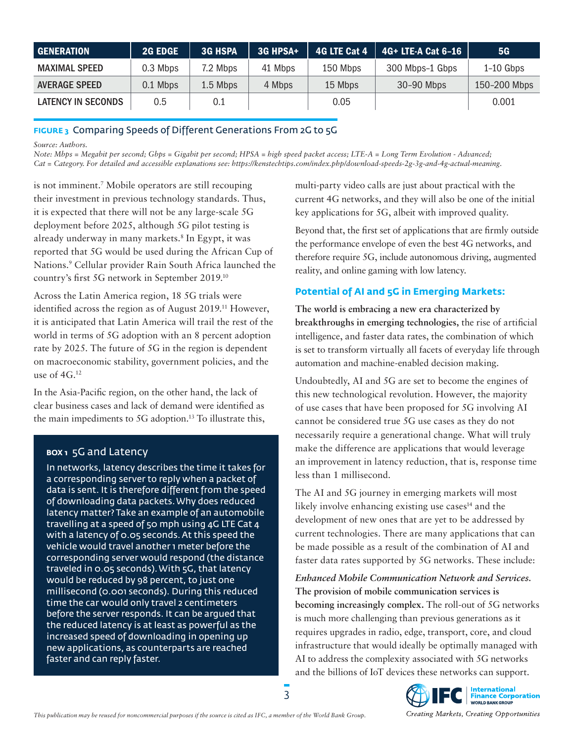| GENERATION | 2G EDGE | 3G HSPA | 3G HPSA+ | 4G LTE Cat 4 | 4G+ LTE-A Cat 6–16 | 5G |
|---|---|---|---|---|---|---|
| MAXIMAL SPEED | 0.3 Mbps | 7.2 Mbps | 41 Mbps | 150 Mbps | 300 Mbps–1 Gbps | 1–10 Gbps |
| AVERAGE SPEED | 0.1 Mbps | 1.5 Mbps | 4 Mbps | 15 Mbps | 30–90 Mbps | 150–200 Mbps |
| LATENCY IN SECONDS | 0.5 | 0.1 | | 0.05 | | 0.001 |

**FIGURE 3** Comparing Speeds of Different Generations From 2G to 5G

*Source: Authors.*
*Note: Mbps = Megabit per second; Gbps = Gigabit per second; HPSA = high speed packet access; LTE-A = Long Term Evolution - Advanced; Cat = Category. For detailed and accessible explanations see: https://kenstechtips.com/index.php/download-speeds-2g-3g-and-4g-actual-meaning.*

is not imminent.[7] Mobile operators are still recouping their investment in previous technology standards. Thus, it is expected that there will not be any large-scale 5G deployment before 2025, although 5G pilot testing is already underway in many markets.[8] In Egypt, it was reported that 5G would be used during the African Cup of Nations.[9] Cellular provider Rain South Africa launched the country's first 5G network in September 2019.[10]

Across the Latin America region, 18 5G trials were identified across the region as of August 2019.[11] However, it is anticipated that Latin America will trail the rest of the world in terms of 5G adoption with an 8 percent adoption rate by 2025. The future of 5G in the region is dependent on macroeconomic stability, government policies, and the use of 4G.[12]

In the Asia-Pacific region, on the other hand, the lack of clear business cases and lack of demand were identified as the main impediments to 5G adoption.[13] To illustrate this, multi-party video calls are just about practical with the current 4G networks, and they will also be one of the initial key applications for 5G, albeit with improved quality.

Beyond that, the first set of applications that are firmly outside the performance envelope of even the best 4G networks, and therefore require 5G, include autonomous driving, augmented reality, and online gaming with low latency.

> **BOX 1** 5G and Latency
>
> In networks, latency describes the time it takes for a corresponding server to reply when a packet of data is sent. It is therefore different from the speed of downloading data packets. Why does reduced latency matter? Take an example of an automobile travelling at a speed of 50 mph using 4G LTE Cat 4 with a latency of 0.05 seconds. At this speed the vehicle would travel another 1 meter before the corresponding server would respond (the distance traveled in 0.05 seconds). With 5G, that latency would be reduced by 98 percent, to just one millisecond (0.001 seconds). During this reduced time the car would only travel 2 centimeters before the server responds. It can be argued that the reduced latency is at least as powerful as the increased speed of downloading in opening up new applications, as counterparts are reached faster and can reply faster.

## Potential of AI and 5G in Emerging Markets:

**The world is embracing a new era characterized by breakthroughs in emerging technologies,** the rise of artificial intelligence, and faster data rates, the combination of which is set to transform virtually all facets of everyday life through automation and machine-enabled decision making.

Undoubtedly, AI and 5G are set to become the engines of this new technological revolution. However, the majority of use cases that have been proposed for 5G involving AI cannot be considered true 5G use cases as they do not necessarily require a generational change. What will truly make the difference are applications that would leverage an improvement in latency reduction, that is, response time less than 1 millisecond.

The AI and 5G journey in emerging markets will most likely involve enhancing existing use cases[14] and the development of new ones that are yet to be addressed by current technologies. There are many applications that can be made possible as a result of the combination of AI and faster data rates supported by 5G networks. These include:

***Enhanced Mobile Communication Network and Services.*** **The provision of mobile communication services is becoming increasingly complex.** The roll-out of 5G networks is much more challenging than previous generations as it requires upgrades in radio, edge, transport, core, and cloud infrastructure that would ideally be optimally managed with AI to address the complexity associated with 5G networks and the billions of IoT devices these networks can support.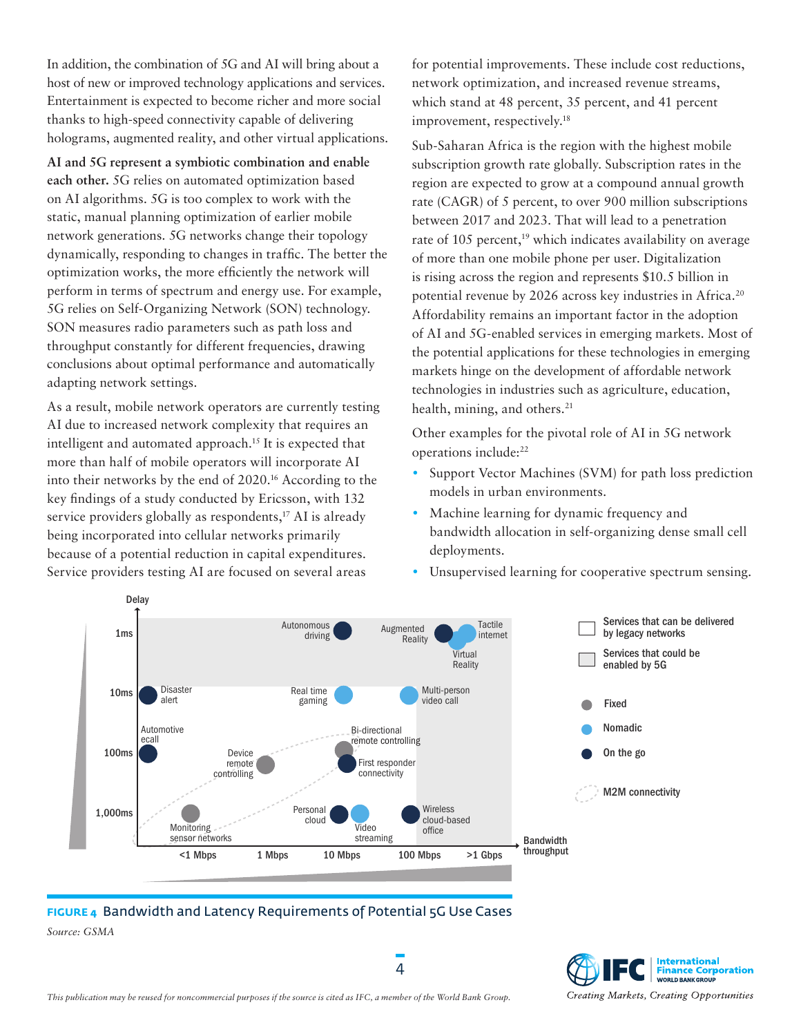In addition, the combination of 5G and AI will bring about a host of new or improved technology applications and services. Entertainment is expected to become richer and more social thanks to high-speed connectivity capable of delivering holograms, augmented reality, and other virtual applications.

**AI and 5G represent a symbiotic combination and enable each other.** 5G relies on automated optimization based on AI algorithms. 5G is too complex to work with the static, manual planning optimization of earlier mobile network generations. 5G networks change their topology dynamically, responding to changes in traffic. The better the optimization works, the more efficiently the network will perform in terms of spectrum and energy use. For example, 5G relies on Self-Organizing Network (SON) technology. SON measures radio parameters such as path loss and throughput constantly for different frequencies, drawing conclusions about optimal performance and automatically adapting network settings.

As a result, mobile network operators are currently testing AI due to increased network complexity that requires an intelligent and automated approach.[15] It is expected that more than half of mobile operators will incorporate AI into their networks by the end of 2020.[16] According to the key findings of a study conducted by Ericsson, with 132 service providers globally as respondents,[17] AI is already being incorporated into cellular networks primarily because of a potential reduction in capital expenditures. Service providers testing AI are focused on several areas for potential improvements. These include cost reductions, network optimization, and increased revenue streams, which stand at 48 percent, 35 percent, and 41 percent improvement, respectively.[18]

Sub-Saharan Africa is the region with the highest mobile subscription growth rate globally. Subscription rates in the region are expected to grow at a compound annual growth rate (CAGR) of 5 percent, to over 900 million subscriptions between 2017 and 2023. That will lead to a penetration rate of 105 percent,[19] which indicates availability on average of more than one mobile phone per user. Digitalization is rising across the region and represents $10.5 billion in potential revenue by 2026 across key industries in Africa.[20] Affordability remains an important factor in the adoption of AI and 5G-enabled services in emerging markets. Most of the potential applications for these technologies in emerging markets hinge on the development of affordable network technologies in industries such as agriculture, education, health, mining, and others.[21]

Other examples for the pivotal role of AI in 5G network operations include:[22]

- Support Vector Machines (SVM) for path loss prediction models in urban environments.
- Machine learning for dynamic frequency and bandwidth allocation in self-organizing dense small cell deployments.
- Unsupervised learning for cooperative spectrum sensing.

**FIGURE 4** Bandwidth and Latency Requirements of Potential 5G Use Cases

*Source: GSMA*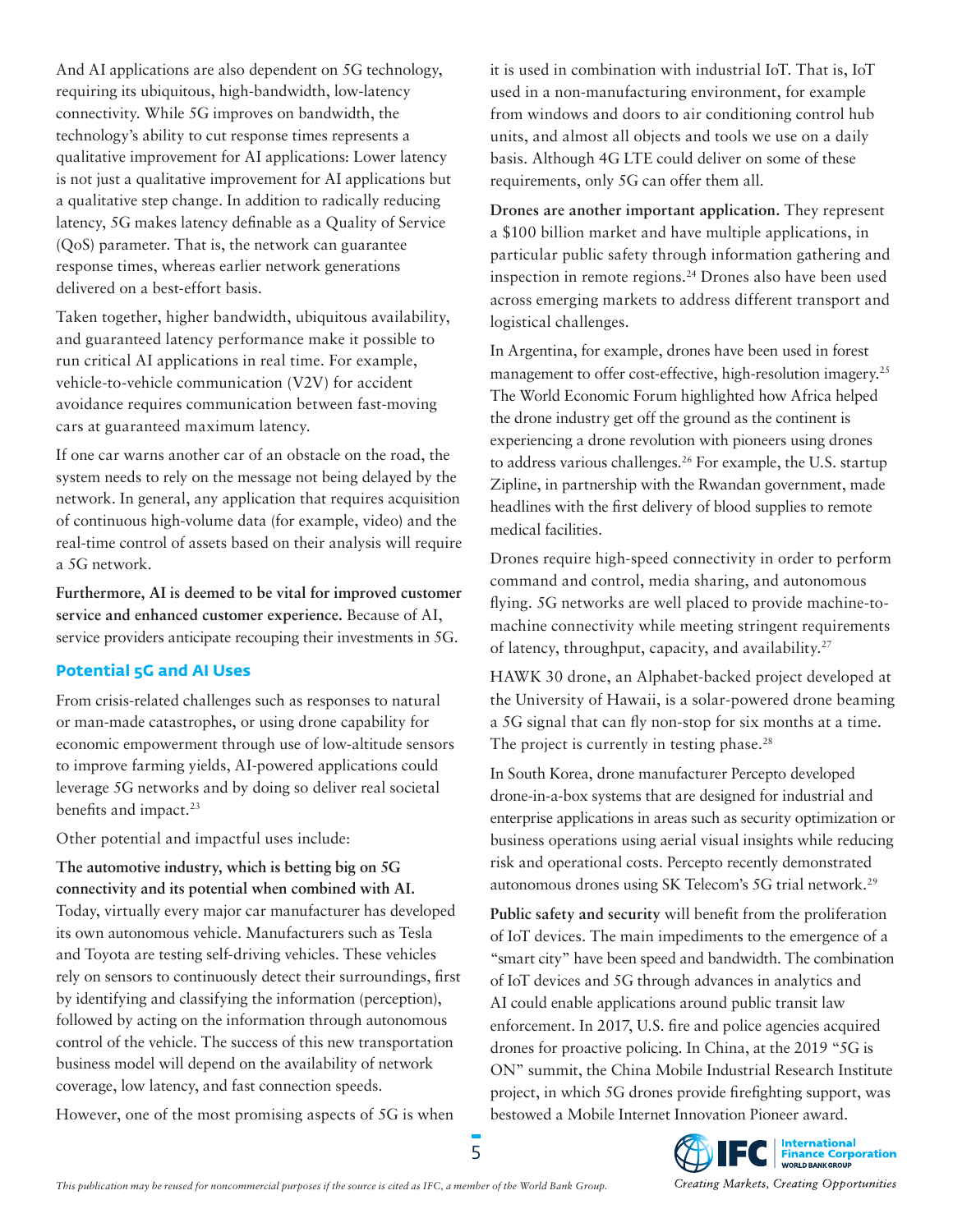And AI applications are also dependent on 5G technology, requiring its ubiquitous, high-bandwidth, low-latency connectivity. While 5G improves on bandwidth, the technology's ability to cut response times represents a qualitative improvement for AI applications: Lower latency is not just a qualitative improvement for AI applications but a qualitative step change. In addition to radically reducing latency, 5G makes latency definable as a Quality of Service (QoS) parameter. That is, the network can guarantee response times, whereas earlier network generations delivered on a best-effort basis.

Taken together, higher bandwidth, ubiquitous availability, and guaranteed latency performance make it possible to run critical AI applications in real time. For example, vehicle-to-vehicle communication (V2V) for accident avoidance requires communication between fast-moving cars at guaranteed maximum latency.

If one car warns another car of an obstacle on the road, the system needs to rely on the message not being delayed by the network. In general, any application that requires acquisition of continuous high-volume data (for example, video) and the real-time control of assets based on their analysis will require a 5G network.

**Furthermore, AI is deemed to be vital for improved customer service and enhanced customer experience.** Because of AI, service providers anticipate recouping their investments in 5G.

## Potential 5G and AI Uses

From crisis-related challenges such as responses to natural or man-made catastrophes, or using drone capability for economic empowerment through use of low-altitude sensors to improve farming yields, AI-powered applications could leverage 5G networks and by doing so deliver real societal benefits and impact.[23]

Other potential and impactful uses include:

**The automotive industry, which is betting big on 5G connectivity and its potential when combined with AI.** Today, virtually every major car manufacturer has developed its own autonomous vehicle. Manufacturers such as Tesla and Toyota are testing self-driving vehicles. These vehicles rely on sensors to continuously detect their surroundings, first by identifying and classifying the information (perception), followed by acting on the information through autonomous control of the vehicle. The success of this new transportation business model will depend on the availability of network coverage, low latency, and fast connection speeds.

However, one of the most promising aspects of 5G is when it is used in combination with industrial IoT. That is, IoT used in a non-manufacturing environment, for example from windows and doors to air conditioning control hub units, and almost all objects and tools we use on a daily basis. Although 4G LTE could deliver on some of these requirements, only 5G can offer them all.

**Drones are another important application.** They represent a $100 billion market and have multiple applications, in particular public safety through information gathering and inspection in remote regions.[24] Drones also have been used across emerging markets to address different transport and logistical challenges.

In Argentina, for example, drones have been used in forest management to offer cost-effective, high-resolution imagery.[25] The World Economic Forum highlighted how Africa helped the drone industry get off the ground as the continent is experiencing a drone revolution with pioneers using drones to address various challenges.[26] For example, the U.S. startup Zipline, in partnership with the Rwandan government, made headlines with the first delivery of blood supplies to remote medical facilities.

Drones require high-speed connectivity in order to perform command and control, media sharing, and autonomous flying. 5G networks are well placed to provide machine-to-machine connectivity while meeting stringent requirements of latency, throughput, capacity, and availability.[27]

HAWK 30 drone, an Alphabet-backed project developed at the University of Hawaii, is a solar-powered drone beaming a 5G signal that can fly non-stop for six months at a time. The project is currently in testing phase.[28]

In South Korea, drone manufacturer Percepto developed drone-in-a-box systems that are designed for industrial and enterprise applications in areas such as security optimization or business operations using aerial visual insights while reducing risk and operational costs. Percepto recently demonstrated autonomous drones using SK Telecom's 5G trial network.[29]

**Public safety and security** will benefit from the proliferation of IoT devices. The main impediments to the emergence of a "smart city" have been speed and bandwidth. The combination of IoT devices and 5G through advances in analytics and AI could enable applications around public transit law enforcement. In 2017, U.S. fire and police agencies acquired drones for proactive policing. In China, at the 2019 "5G is ON" summit, the China Mobile Industrial Research Institute project, in which 5G drones provide firefighting support, was bestowed a Mobile Internet Innovation Pioneer award.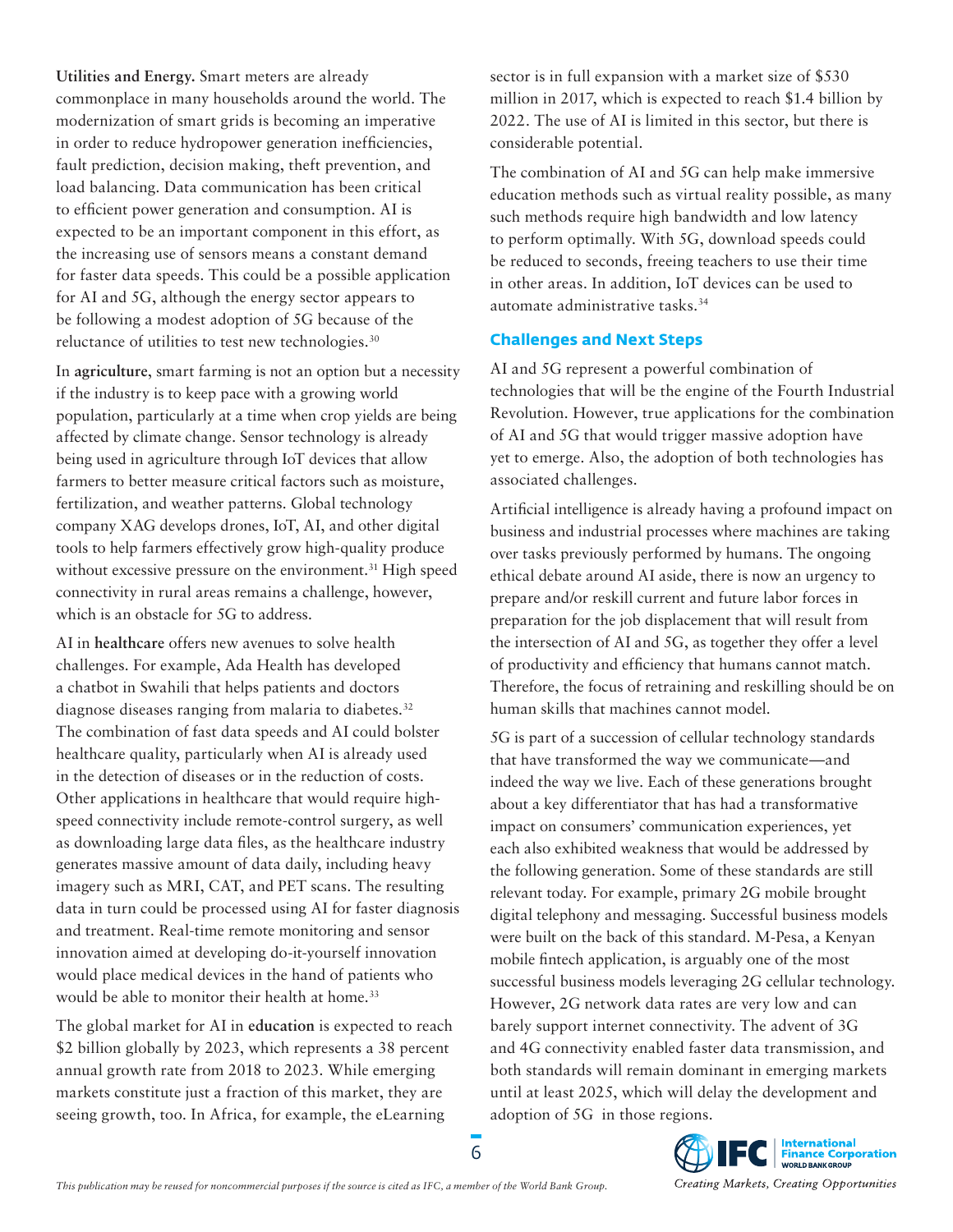**Utilities and Energy.** Smart meters are already commonplace in many households around the world. The modernization of smart grids is becoming an imperative in order to reduce hydropower generation inefficiencies, fault prediction, decision making, theft prevention, and load balancing. Data communication has been critical to efficient power generation and consumption. AI is expected to be an important component in this effort, as the increasing use of sensors means a constant demand for faster data speeds. This could be a possible application for AI and 5G, although the energy sector appears to be following a modest adoption of 5G because of the reluctance of utilities to test new technologies.[30]

In **agriculture**, smart farming is not an option but a necessity if the industry is to keep pace with a growing world population, particularly at a time when crop yields are being affected by climate change. Sensor technology is already being used in agriculture through IoT devices that allow farmers to better measure critical factors such as moisture, fertilization, and weather patterns. Global technology company XAG develops drones, IoT, AI, and other digital tools to help farmers effectively grow high-quality produce without excessive pressure on the environment.[31] High speed connectivity in rural areas remains a challenge, however, which is an obstacle for 5G to address.

AI in **healthcare** offers new avenues to solve health challenges. For example, Ada Health has developed a chatbot in Swahili that helps patients and doctors diagnose diseases ranging from malaria to diabetes.[32] The combination of fast data speeds and AI could bolster healthcare quality, particularly when AI is already used in the detection of diseases or in the reduction of costs. Other applications in healthcare that would require high-speed connectivity include remote-control surgery, as well as downloading large data files, as the healthcare industry generates massive amount of data daily, including heavy imagery such as MRI, CAT, and PET scans. The resulting data in turn could be processed using AI for faster diagnosis and treatment. Real-time remote monitoring and sensor innovation aimed at developing do-it-yourself innovation would place medical devices in the hand of patients who would be able to monitor their health at home.[33]

The global market for AI in **education** is expected to reach $2 billion globally by 2023, which represents a 38 percent annual growth rate from 2018 to 2023. While emerging markets constitute just a fraction of this market, they are seeing growth, too. In Africa, for example, the eLearning sector is in full expansion with a market size of $530 million in 2017, which is expected to reach $1.4 billion by 2022. The use of AI is limited in this sector, but there is considerable potential.

The combination of AI and 5G can help make immersive education methods such as virtual reality possible, as many such methods require high bandwidth and low latency to perform optimally. With 5G, download speeds could be reduced to seconds, freeing teachers to use their time in other areas. In addition, IoT devices can be used to automate administrative tasks.[34]

## Challenges and Next Steps

AI and 5G represent a powerful combination of technologies that will be the engine of the Fourth Industrial Revolution. However, true applications for the combination of AI and 5G that would trigger massive adoption have yet to emerge. Also, the adoption of both technologies has associated challenges.

Artificial intelligence is already having a profound impact on business and industrial processes where machines are taking over tasks previously performed by humans. The ongoing ethical debate around AI aside, there is now an urgency to prepare and/or reskill current and future labor forces in preparation for the job displacement that will result from the intersection of AI and 5G, as together they offer a level of productivity and efficiency that humans cannot match. Therefore, the focus of retraining and reskilling should be on human skills that machines cannot model.

5G is part of a succession of cellular technology standards that have transformed the way we communicate—and indeed the way we live. Each of these generations brought about a key differentiator that has had a transformative impact on consumers' communication experiences, yet each also exhibited weakness that would be addressed by the following generation. Some of these standards are still relevant today. For example, primary 2G mobile brought digital telephony and messaging. Successful business models were built on the back of this standard. M-Pesa, a Kenyan mobile fintech application, is arguably one of the most successful business models leveraging 2G cellular technology. However, 2G network data rates are very low and can barely support internet connectivity. The advent of 3G and 4G connectivity enabled faster data transmission, and both standards will remain dominant in emerging markets until at least 2025, which will delay the development and adoption of 5G in those regions.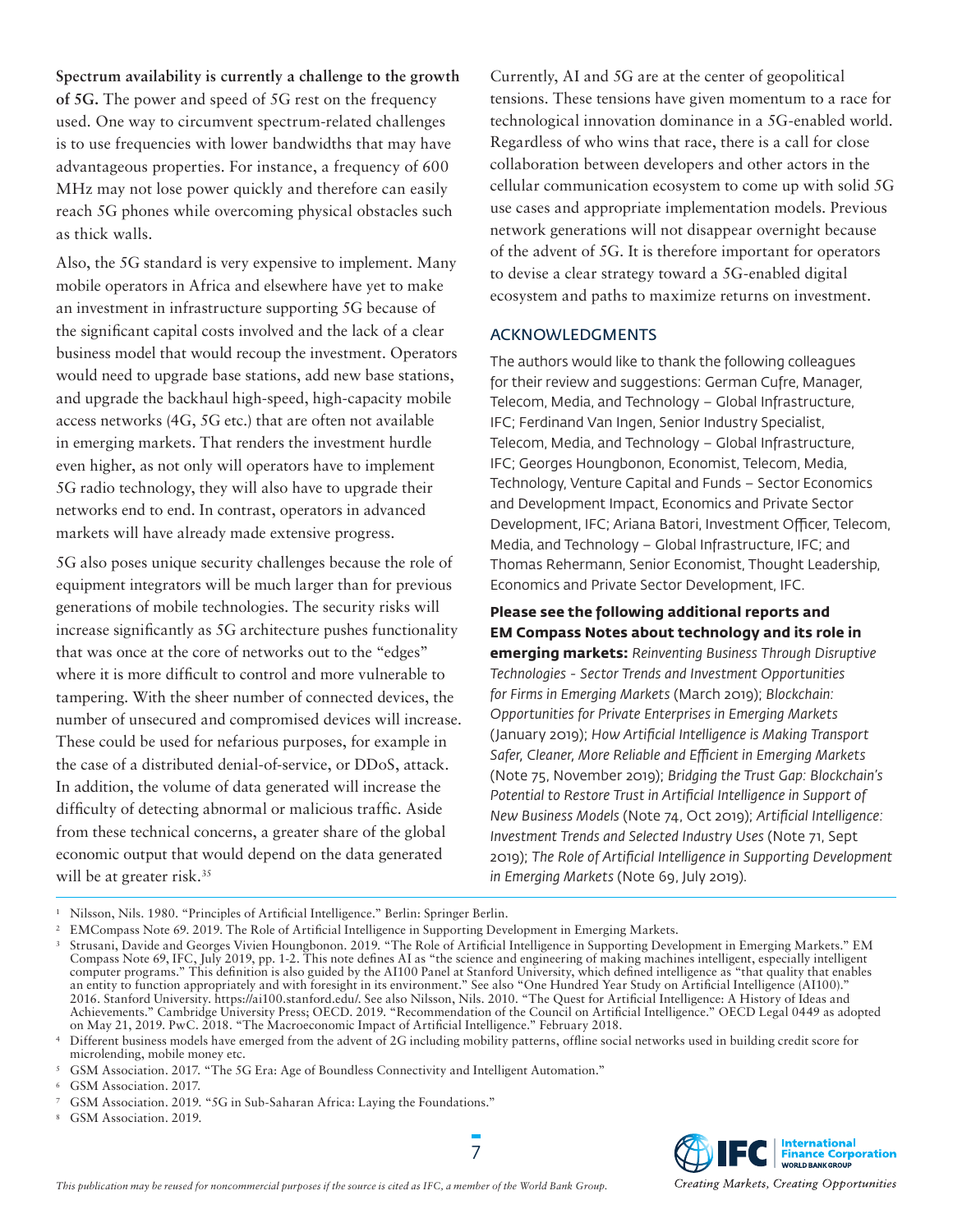**Spectrum availability is currently a challenge to the growth of 5G.** The power and speed of 5G rest on the frequency used. One way to circumvent spectrum-related challenges is to use frequencies with lower bandwidths that may have advantageous properties. For instance, a frequency of 600 MHz may not lose power quickly and therefore can easily reach 5G phones while overcoming physical obstacles such as thick walls.

Also, the 5G standard is very expensive to implement. Many mobile operators in Africa and elsewhere have yet to make an investment in infrastructure supporting 5G because of the significant capital costs involved and the lack of a clear business model that would recoup the investment. Operators would need to upgrade base stations, add new base stations, and upgrade the backhaul high-speed, high-capacity mobile access networks (4G, 5G etc.) that are often not available in emerging markets. That renders the investment hurdle even higher, as not only will operators have to implement 5G radio technology, they will also have to upgrade their networks end to end. In contrast, operators in advanced markets will have already made extensive progress.

5G also poses unique security challenges because the role of equipment integrators will be much larger than for previous generations of mobile technologies. The security risks will increase significantly as 5G architecture pushes functionality that was once at the core of networks out to the "edges" where it is more difficult to control and more vulnerable to tampering. With the sheer number of connected devices, the number of unsecured and compromised devices will increase. These could be used for nefarious purposes, for example in the case of a distributed denial-of-service, or DDoS, attack. In addition, the volume of data generated will increase the difficulty of detecting abnormal or malicious traffic. Aside from these technical concerns, a greater share of the global economic output that would depend on the data generated will be at greater risk.[35]

Currently, AI and 5G are at the center of geopolitical tensions. These tensions have given momentum to a race for technological innovation dominance in a 5G-enabled world. Regardless of who wins that race, there is a call for close collaboration between developers and other actors in the cellular communication ecosystem to come up with solid 5G use cases and appropriate implementation models. Previous network generations will not disappear overnight because of the advent of 5G. It is therefore important for operators to devise a clear strategy toward a 5G-enabled digital ecosystem and paths to maximize returns on investment.

## ACKNOWLEDGMENTS

The authors would like to thank the following colleagues for their review and suggestions: German Cufre, Manager, Telecom, Media, and Technology – Global Infrastructure, IFC; Ferdinand Van Ingen, Senior Industry Specialist, Telecom, Media, and Technology – Global Infrastructure, IFC; Georges Houngbonon, Economist, Telecom, Media, Technology, Venture Capital and Funds – Sector Economics and Development Impact, Economics and Private Sector Development, IFC; Ariana Batori, Investment Officer, Telecom, Media, and Technology – Global Infrastructure, IFC; and Thomas Rehermann, Senior Economist, Thought Leadership, Economics and Private Sector Development, IFC.

**Please see the following additional reports and EM Compass Notes about technology and its role in emerging markets:** *Reinventing Business Through Disruptive Technologies - Sector Trends and Investment Opportunities for Firms in Emerging Markets* (March 2019); *Blockchain: Opportunities for Private Enterprises in Emerging Markets* (January 2019); *How Artificial Intelligence is Making Transport Safer, Cleaner, More Reliable and Efficient in Emerging Markets* (Note 75, November 2019); *Bridging the Trust Gap: Blockchain's Potential to Restore Trust in Artificial Intelligence in Support of New Business Models* (Note 74, Oct 2019); *Artificial Intelligence: Investment Trends and Selected Industry Uses* (Note 71, Sept 2019); *The Role of Artificial Intelligence in Supporting Development in Emerging Markets* (Note 69, July 2019).

---

[1] Nilsson, Nils. 1980. "Principles of Artificial Intelligence." Berlin: Springer Berlin.

[2] EMCompass Note 69. 2019. The Role of Artificial Intelligence in Supporting Development in Emerging Markets.

[3] Strusani, Davide and Georges Vivien Houngbonon. 2019. "The Role of Artificial Intelligence in Supporting Development in Emerging Markets." EM Compass Note 69, IFC, July 2019, pp. 1-2. This note defines AI as "the science and engineering of making machines intelligent, especially intelligent computer programs." This definition is also guided by the AI100 Panel at Stanford University, which defined intelligence as "that quality that enables an entity to function appropriately and with foresight in its environment." See also "One Hundred Year Study on Artificial Intelligence (AI100)." 2016. Stanford University. https://ai100.stanford.edu/. See also Nilsson, Nils. 2010. "The Quest for Artificial Intelligence: A History of Ideas and Achievements." Cambridge University Press; OECD. 2019. "Recommendation of the Council on Artificial Intelligence." OECD Legal 0449 as adopted on May 21, 2019. PwC. 2018. "The Macroeconomic Impact of Artificial Intelligence." February 2018.

[4] Different business models have emerged from the advent of 2G including mobility patterns, offline social networks used in building credit score for microlending, mobile money etc.

[5] GSM Association. 2017. "The 5G Era: Age of Boundless Connectivity and Intelligent Automation."

[6] GSM Association. 2017.

[7] GSM Association. 2019. "5G in Sub-Saharan Africa: Laying the Foundations."

[8] GSM Association. 2019.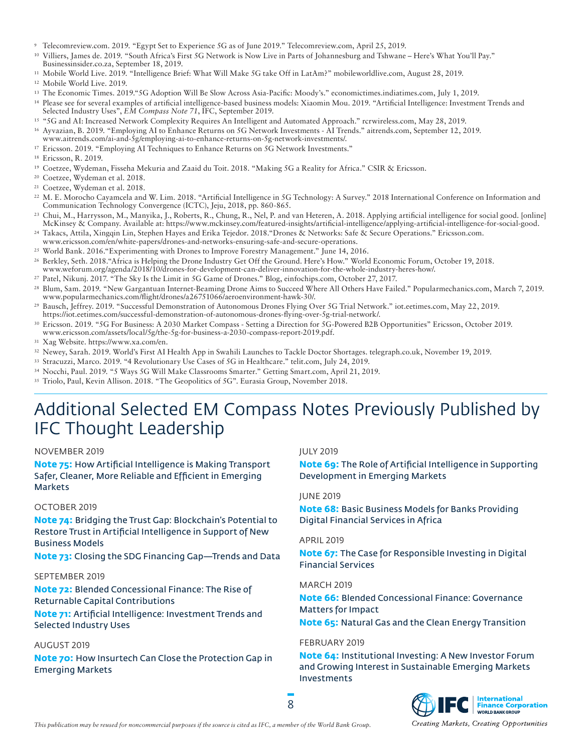[9] Telecomreview.com. 2019. "Egypt Set to Experience 5G as of June 2019." Telecomreview.com, April 25, 2019.

[10] Villiers, James de. 2019. "South Africa's First 5G Network is Now Live in Parts of Johannesburg and Tshwane – Here's What You'll Pay." Businessinsider.co.za, September 18, 2019.

[11] Mobile World Live. 2019. "Intelligence Brief: What Will Make 5G take Off in LatAm?" mobileworldlive.com, August 28, 2019.

[12] Mobile World Live. 2019.

[13] The Economic Times. 2019."5G Adoption Will Be Slow Across Asia-Pacific: Moody's." economictimes.indiatimes.com, July 1, 2019.

[14] Please see for several examples of artificial intelligence-based business models: Xiaomin Mou. 2019. "Artificial Intelligence: Investment Trends and Selected Industry Uses", *EM Compass Note 71*, IFC, September 2019.

[15] "5G and AI: Increased Network Complexity Requires An Intelligent and Automated Approach." rcrwireless.com, May 28, 2019.

[16] Ayvazian, B. 2019. "Employing AI to Enhance Returns on 5G Network Investments - AI Trends." aitrends.com, September 12, 2019. www.aitrends.com/ai-and-5g/employing-ai-to-enhance-returns-on-5g-network-investments/.

[17] Ericsson. 2019. "Employing AI Techniques to Enhance Returns on 5G Network Investments."

[18] Ericsson, R. 2019.

[19] Coetzee, Wydeman, Fisseha Mekuria and Zaaid du Toit. 2018. "Making 5G a Reality for Africa." CSIR & Ericsson.

[20] Coetzee, Wydeman et al. 2018.

[21] Coetzee, Wydeman et al. 2018.

[22] M. E. Morocho Cayamcela and W. Lim. 2018. "Artificial Intelligence in 5G Technology: A Survey." 2018 International Conference on Information and Communication Technology Convergence (ICTC), Jeju, 2018, pp. 860-865.

[23] Chui, M., Harrysson, M., Manyika, J., Roberts, R., Chung, R., Nel, P. and van Heteren, A. 2018. Applying artificial intelligence for social good. [online] McKinsey & Company. Available at: https://www.mckinsey.com/featured-insights/artificial-intelligence/applying-artificial-intelligence-for-social-good.

[24] Takacs, Attila, Xingqin Lin, Stephen Hayes and Erika Tejedor. 2018."Drones & Networks: Safe & Secure Operations." Ericsson.com. www.ericsson.com/en/white-papers/drones-and-networks-ensuring-safe-and-secure-operations.

[25] World Bank. 2016."Experimenting with Drones to Improve Forestry Management." June 14, 2016.

[26] Berkley, Seth. 2018."Africa is Helping the Drone Industry Get Off the Ground. Here's How." World Economic Forum, October 19, 2018. www.weforum.org/agenda/2018/10/drones-for-development-can-deliver-innovation-for-the-whole-industry-heres-how/.

[27] Patel, Nikunj. 2017. "The Sky Is the Limit in 5G Game of Drones." Blog, einfochips.com, October 27, 2017.

[28] Blum, Sam. 2019. "New Gargantuan Internet-Beaming Drone Aims to Succeed Where All Others Have Failed." Popularmechanics.com, March 7, 2019. www.popularmechanics.com/flight/drones/a26751066/aeroenvironment-hawk-30/.

[29] Bausch, Jeffrey. 2019. "Successful Demonstration of Autonomous Drones Flying Over 5G Trial Network." iot.eetimes.com, May 22, 2019. https://iot.eetimes.com/successful-demonstration-of-autonomous-drones-flying-over-5g-trial-network/.

[30] Ericsson. 2019. "5G For Business: A 2030 Market Compass - Setting a Direction for 5G-Powered B2B Opportunities" Ericsson, October 2019. www.ericsson.com/assets/local/5g/the-5g-for-business-a-2030-compass-report-2019.pdf.

[31] Xag Website. https://www.xa.com/en.

[32] Newey, Sarah. 2019. World's First AI Health App in Swahili Launches to Tackle Doctor Shortages. telegraph.co.uk, November 19, 2019.

[33] Stracuzzi, Marco. 2019. "4 Revolutionary Use Cases of 5G in Healthcare." telit.com, July 24, 2019.

[34] Nocchi, Paul. 2019. "5 Ways 5G Will Make Classrooms Smarter." Getting Smart.com, April 21, 2019.

[35] Triolo, Paul, Kevin Allison. 2018. "The Geopolitics of 5G". Eurasia Group, November 2018.

# Additional Selected EM Compass Notes Previously Published by IFC Thought Leadership

NOVEMBER 2019

**Note 75:** How Artificial Intelligence is Making Transport Safer, Cleaner, More Reliable and Efficient in Emerging Markets

OCTOBER 2019

**Note 74:** Bridging the Trust Gap: Blockchain's Potential to Restore Trust in Artificial Intelligence in Support of New Business Models

**Note 73:** Closing the SDG Financing Gap—Trends and Data

SEPTEMBER 2019

**Note 72:** Blended Concessional Finance: The Rise of Returnable Capital Contributions

**Note 71:** Artificial Intelligence: Investment Trends and Selected Industry Uses

AUGUST 2019

**Note 70:** How Insurtech Can Close the Protection Gap in Emerging Markets

JULY 2019

**Note 69:** The Role of Artificial Intelligence in Supporting Development in Emerging Markets

JUNE 2019

**Note 68:** Basic Business Models for Banks Providing Digital Financial Services in Africa

APRIL 2019

**Note 67:** The Case for Responsible Investing in Digital Financial Services

MARCH 2019

**Note 66:** Blended Concessional Finance: Governance Matters for Impact

**Note 65:** Natural Gas and the Clean Energy Transition

FEBRUARY 2019

**Note 64:** Institutional Investing: A New Investor Forum and Growing Interest in Sustainable Emerging Markets Investments

*This publication may be reused for noncommercial purposes if the source is cited as IFC, a member of the World Bank Group.*

International Finance Corporation WORLD BANK GROUP

*Creating Markets, Creating Opportunities*